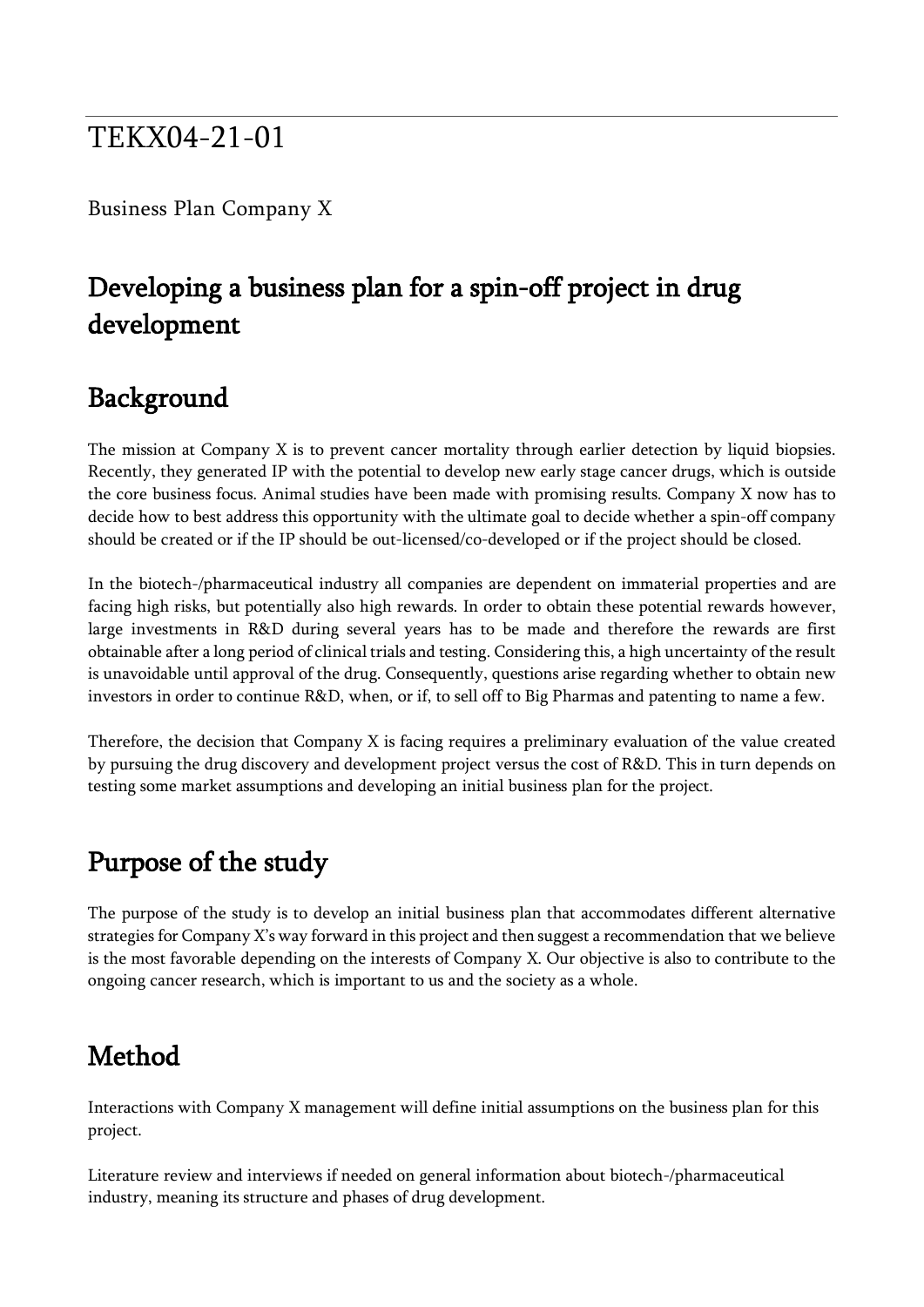# TEKX04-21-01

Business Plan Company X

## Developing a business plan for a spin-off project in drug development

## Background

The mission at Company X is to prevent cancer mortality through earlier detection by liquid biopsies. Recently, they generated IP with the potential to develop new early stage cancer drugs, which is outside the core business focus. Animal studies have been made with promising results. Company X now has to decide how to best address this opportunity with the ultimate goal to decide whether a spin-off company should be created or if the IP should be out-licensed/co-developed or if the project should be closed.

In the biotech-/pharmaceutical industry all companies are dependent on immaterial properties and are facing high risks, but potentially also high rewards. In order to obtain these potential rewards however, large investments in R&D during several years has to be made and therefore the rewards are first obtainable after a long period of clinical trials and testing. Considering this, a high uncertainty of the result is unavoidable until approval of the drug. Consequently, questions arise regarding whether to obtain new investors in order to continue R&D, when, or if, to sell off to Big Pharmas and patenting to name a few.

Therefore, the decision that Company X is facing requires a preliminary evaluation of the value created by pursuing the drug discovery and development project versus the cost of R&D. This in turn depends on testing some market assumptions and developing an initial business plan for the project.

## Purpose of the study

The purpose of the study is to develop an initial business plan that accommodates different alternative strategies for Company X's way forward in this project and then suggest a recommendation that we believe is the most favorable depending on the interests of Company X. Our objective is also to contribute to the ongoing cancer research, which is important to us and the society as a whole.

## Method

Interactions with Company X management will define initial assumptions on the business plan for this project.

Literature review and interviews if needed on general information about biotech-/pharmaceutical industry, meaning its structure and phases of drug development.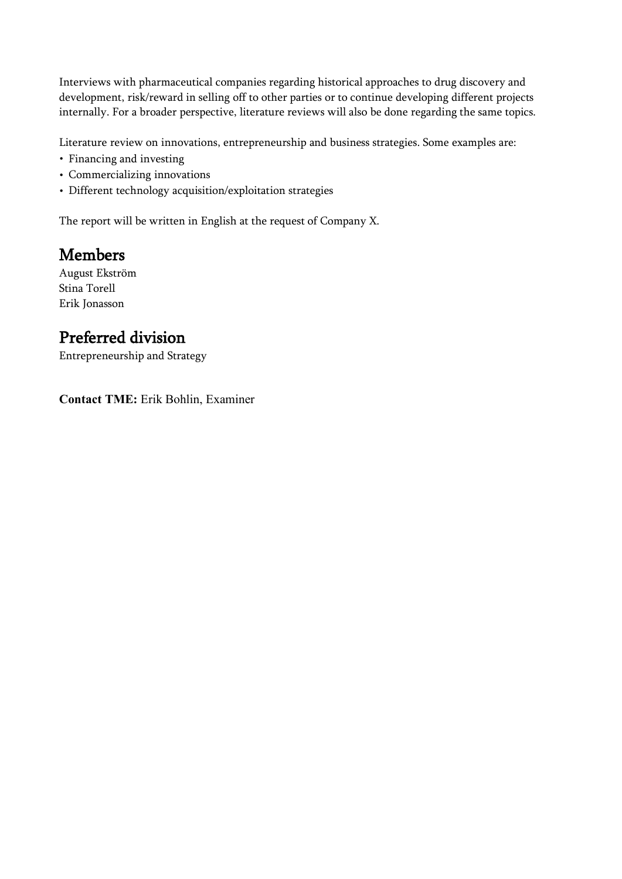Interviews with pharmaceutical companies regarding historical approaches to drug discovery and development, risk/reward in selling off to other parties or to continue developing different projects internally. For a broader perspective, literature reviews will also be done regarding the same topics.

Literature review on innovations, entrepreneurship and business strategies. Some examples are:

- Financing and investing
- Commercializing innovations
- Different technology acquisition/exploitation strategies

The report will be written in English at the request of Company X.

## Members

August Ekström
Stina Torell
Erik Jonasson

## Preferred division

Entrepreneurship and Strategy

**Contact TME:** Erik Bohlin, Examiner